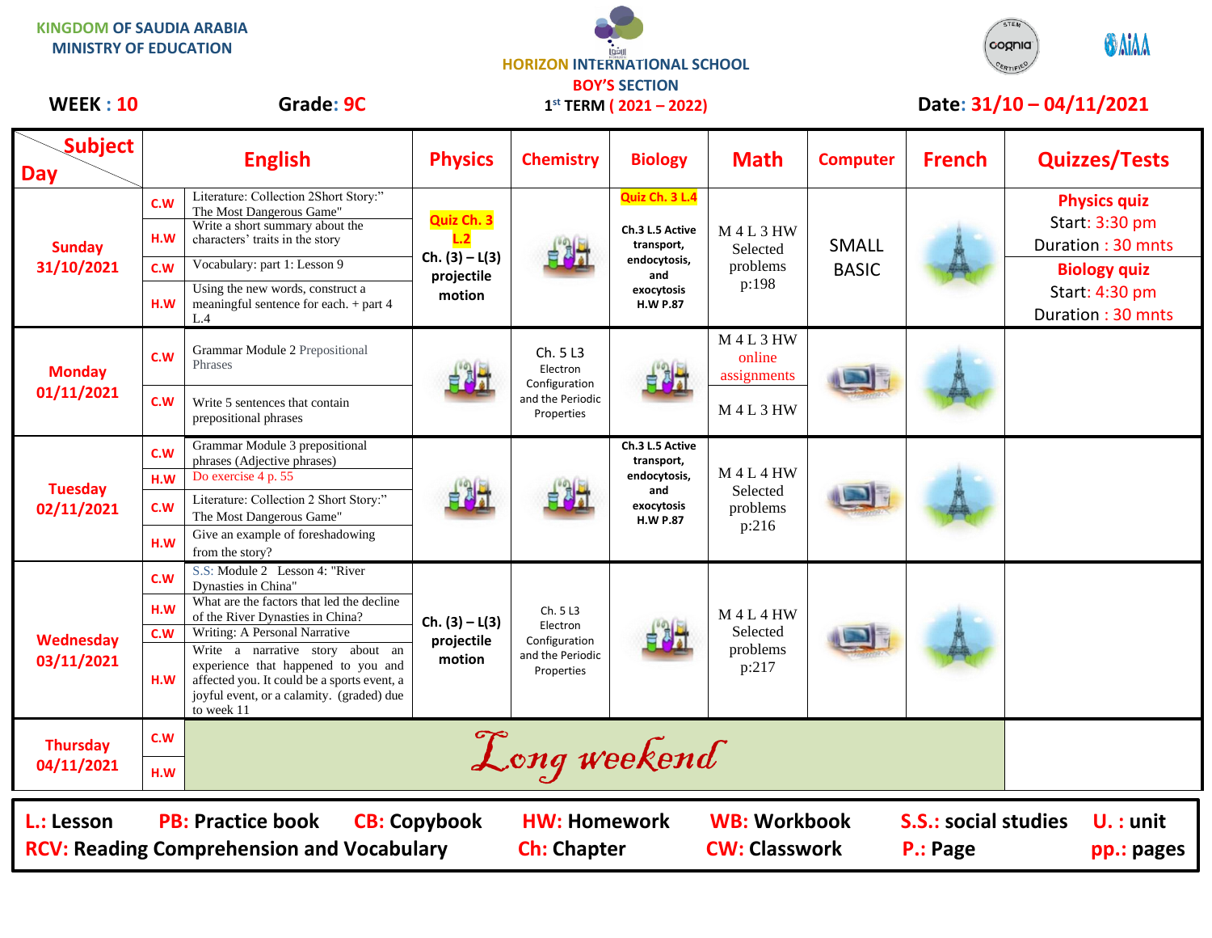KINGDOM OF SAUDIA ARABIA
MINISTRY OF EDUCATION

HORIZON INTERNATIONAL SCHOOL
BOY'S SECTION
1st TERM ( 2021 – 2022)

**WEEK : 10** **Grade: 9C** **Date: 31/10 – 04/11/2021**

| Subject / Day | | English | Physics | Chemistry | Biology | Math | Computer | French | Quizzes/Tests |
|---|---|---|---|---|---|---|---|---|---|
| Sunday 31/10/2021 | C.W | Literature: Collection 2Short Story:" The Most Dangerous Game" | Quiz Ch. 3 L.2 Ch. (3) – L(3) projectile motion | | Quiz Ch. 3 L.4 Ch.3 L.5 Active transport, endocytosis, and exocytosis H.W P.87 | M 4 L 3 HW Selected problems p:198 | SMALL BASIC | | Physics quiz Start: 3:30 pm Duration : 30 mnts |
| | H.W | Write a short summary about the characters' traits in the story | | | | | | | |
| | C.W | Vocabulary: part 1: Lesson 9 | | | | | | | Biology quiz Start: 4:30 pm Duration : 30 mnts |
| | H.W | Using the new words, construct a meaningful sentence for each. + part 4 L.4 | | | | | | | |
| Monday 01/11/2021 | C.W | Grammar Module 2 Prepositional Phrases | | Ch. 5 L3 Electron Configuration and the Periodic Properties | | M 4 L 3 HW online assignments | | | |
| | C.W | Write 5 sentences that contain prepositional phrases | | | | M 4 L 3 HW | | | |
| Tuesday 02/11/2021 | C.W | Grammar Module 3 prepositional phrases (Adjective phrases) | | | Ch.3 L.5 Active transport, endocytosis, and exocytosis H.W P.87 | M 4 L 4 HW Selected problems p:216 | | | |
| | H.W | Do exercise 4 p. 55 | | | | | | | |
| | C.W | Literature: Collection 2 Short Story:" The Most Dangerous Game" | | | | | | | |
| | H.W | Give an example of foreshadowing from the story? | | | | | | | |
| Wednesday 03/11/2021 | C.W | S.S: Module 2 Lesson 4: "River Dynasties in China" | Ch. (3) – L(3) projectile motion | Ch. 5 L3 Electron Configuration and the Periodic Properties | | M 4 L 4 HW Selected problems p:217 | | | |
| | H.W | What are the factors that led the decline of the River Dynasties in China? | | | | | | | |
| | C.W | Writing: A Personal Narrative | | | | | | | |
| | H.W | Write a narrative story about an experience that happened to you and affected you. It could be a sports event, a joyful event, or a calamity. (graded) due to week 11 | | | | | | | |
| Thursday 04/11/2021 | C.W | *Long weekend* | | | | | | | |
| | H.W | | | | | | | | |

**L.: Lesson** **PB: Practice book** **CB: Copybook** **HW: Homework** **WB: Workbook** **S.S.: social studies** **U. : unit**
**RCV: Reading Comprehension and Vocabulary** **Ch: Chapter** **CW: Classwork** **P.: Page** **pp.: pages**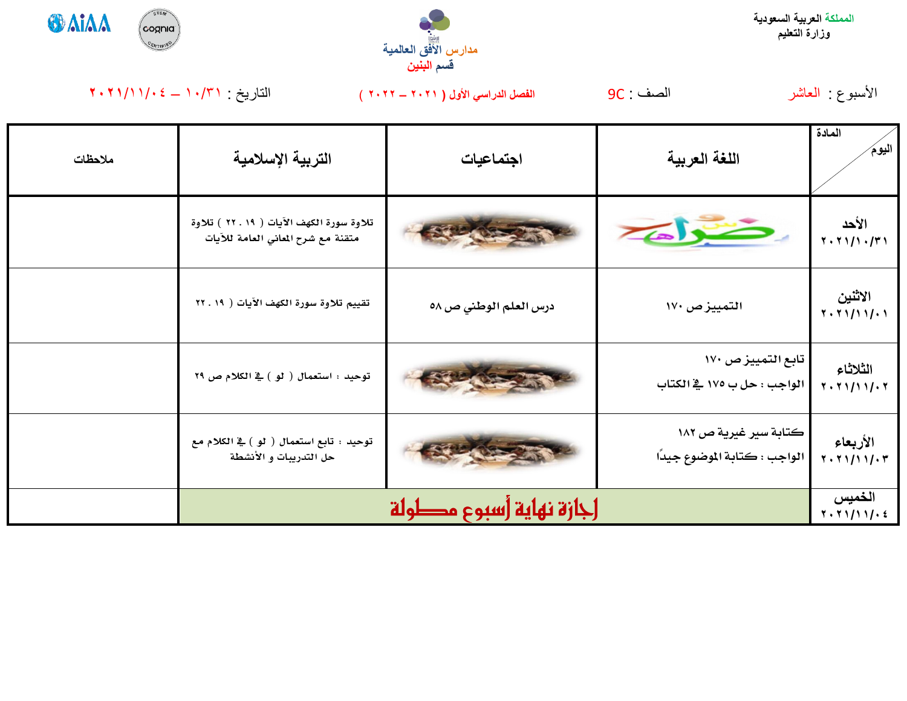المملكة العربية السعودية
وزارة التعليم

مدارس الأفق العالمية
قسم البنين

الأسبوع : العاشر    الصف : 9C    الفصل الدراسي الأول ( ٢٠٢١ – ٢٠٢٢ )    التاريخ : ١٠/٣١ – ٢٠٢١/١١/٠٤

| المادة / اليوم | اللغة العربية | اجتماعيات | التربية الإسلامية | ملاحظات |
|---|---|---|---|---|
| الأحد ٢٠٢١/١٠/٣١ | | | تلاوة سورة الكهف الآيات ( ١٩ . ٢٢ ) تلاوة متقنة مع شرح المعاني العامة للآيات | |
| الاثنين ٢٠٢١/١١/٠١ | التمييز ص ١٧٠ | درس العلم الوطني ص ٥٨ | تقييم تلاوة سورة الكهف الآيات ( ١٩ . ٢٢ | |
| الثلاثاء ٢٠٢١/١١/٠٢ | تابع التمييز ص ١٧٠<br>الواجب : حل ب ص ١٧٥ في الكتاب | | توحيد : استعمال ( لو ) في الكلام ص ٢٩ | |
| الأربعاء ٢٠٢١/١١/٠٣ | كتابة سير غيرية ص ١٨٢<br>الواجب : كتابة الموضوع جيداً | | توحيد : تابع استعمال ( لو ) في الكلام مع حل التدريبات و الأنشطة | |
| الخميس ٢٠٢١/١١/٠٤ | إجازة نهاية أسبوع مطولة | | | |